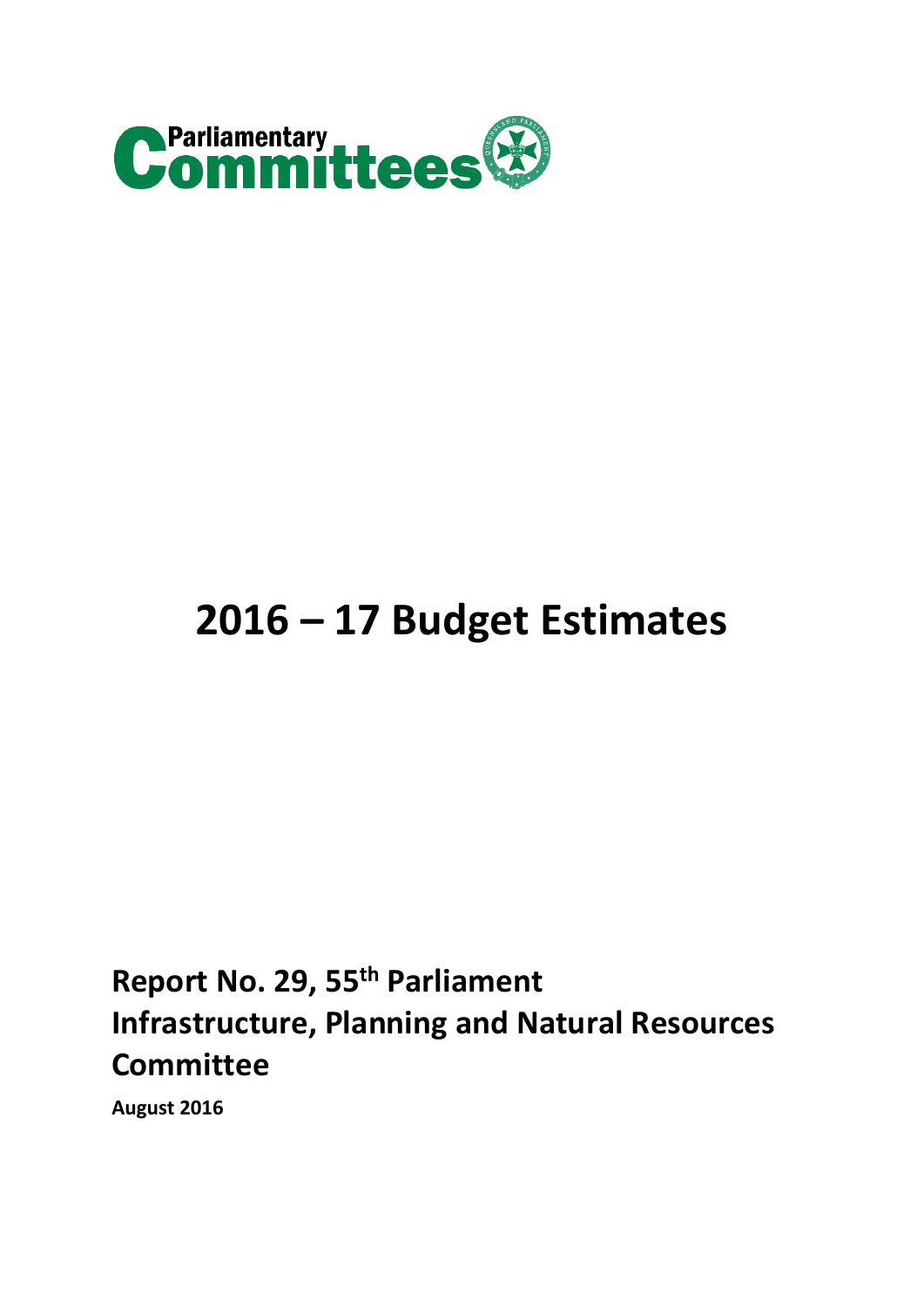Parliamentary Committees

# 2016 – 17 Budget Estimates

**Report No. 29, 55th Parliament**
**Infrastructure, Planning and Natural Resources Committee**

**August 2016**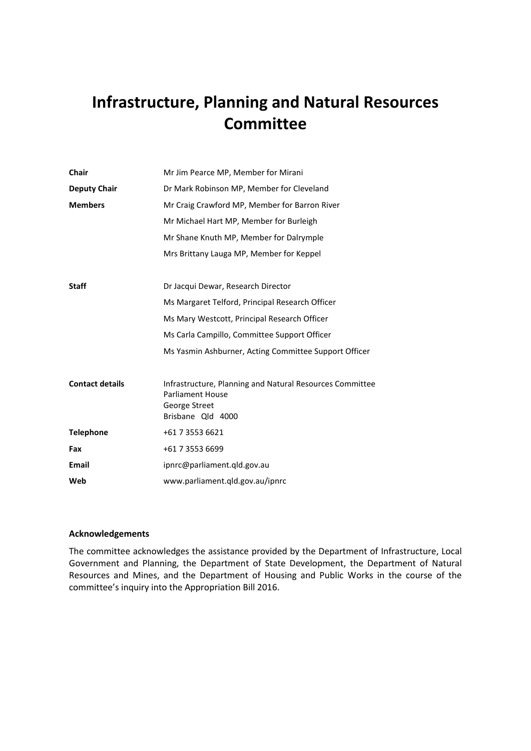# Infrastructure, Planning and Natural Resources Committee

| | |
|---|---|
| **Chair** | Mr Jim Pearce MP, Member for Mirani |
| **Deputy Chair** | Dr Mark Robinson MP, Member for Cleveland |
| **Members** | Mr Craig Crawford MP, Member for Barron River |
| | Mr Michael Hart MP, Member for Burleigh |
| | Mr Shane Knuth MP, Member for Dalrymple |
| | Mrs Brittany Lauga MP, Member for Keppel |
| **Staff** | Dr Jacqui Dewar, Research Director |
| | Ms Margaret Telford, Principal Research Officer |
| | Ms Mary Westcott, Principal Research Officer |
| | Ms Carla Campillo, Committee Support Officer |
| | Ms Yasmin Ashburner, Acting Committee Support Officer |
| **Contact details** | Infrastructure, Planning and Natural Resources Committee<br>Parliament House<br>George Street<br>Brisbane Qld 4000 |
| **Telephone** | +61 7 3553 6621 |
| **Fax** | +61 7 3553 6699 |
| **Email** | ipnrc@parliament.qld.gov.au |
| **Web** | www.parliament.qld.gov.au/ipnrc |

**Acknowledgements**

The committee acknowledges the assistance provided by the Department of Infrastructure, Local Government and Planning, the Department of State Development, the Department of Natural Resources and Mines, and the Department of Housing and Public Works in the course of the committee's inquiry into the Appropriation Bill 2016.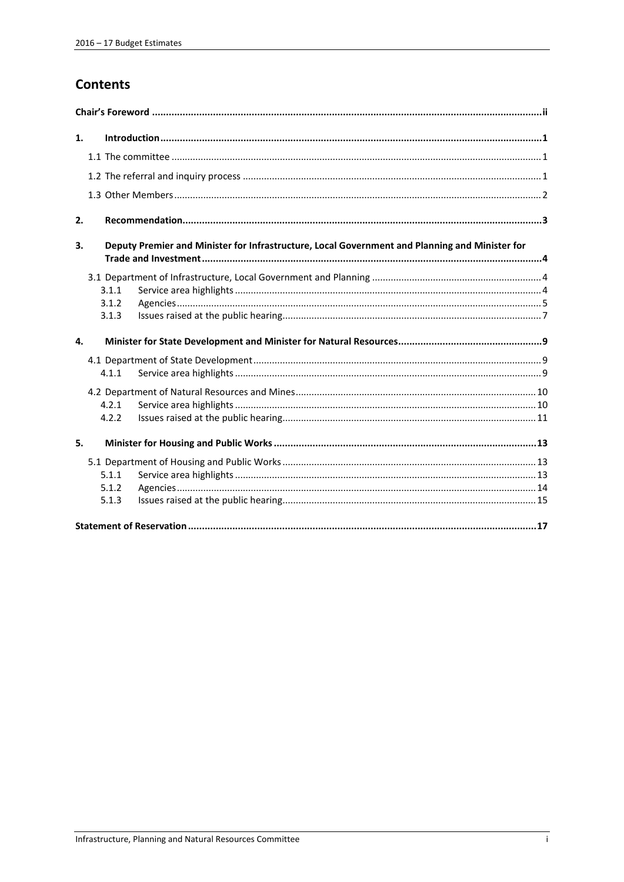# Contents

**Chair's Foreword** ..... ii

**1. Introduction** ..... 1

1.1 The committee ..... 1

1.2 The referral and inquiry process ..... 1

1.3 Other Members ..... 2

**2. Recommendation** ..... 3

**3. Deputy Premier and Minister for Infrastructure, Local Government and Planning and Minister for Trade and Investment** ..... 4

3.1 Department of Infrastructure, Local Government and Planning ..... 4

- 3.1.1 Service area highlights ..... 4
- 3.1.2 Agencies ..... 5
- 3.1.3 Issues raised at the public hearing ..... 7

**4. Minister for State Development and Minister for Natural Resources** ..... 9

4.1 Department of State Development ..... 9

- 4.1.1 Service area highlights ..... 9

4.2 Department of Natural Resources and Mines ..... 10

- 4.2.1 Service area highlights ..... 10
- 4.2.2 Issues raised at the public hearing ..... 11

**5. Minister for Housing and Public Works** ..... 13

5.1 Department of Housing and Public Works ..... 13

- 5.1.1 Service area highlights ..... 13
- 5.1.2 Agencies ..... 14
- 5.1.3 Issues raised at the public hearing ..... 15

**Statement of Reservation** ..... 17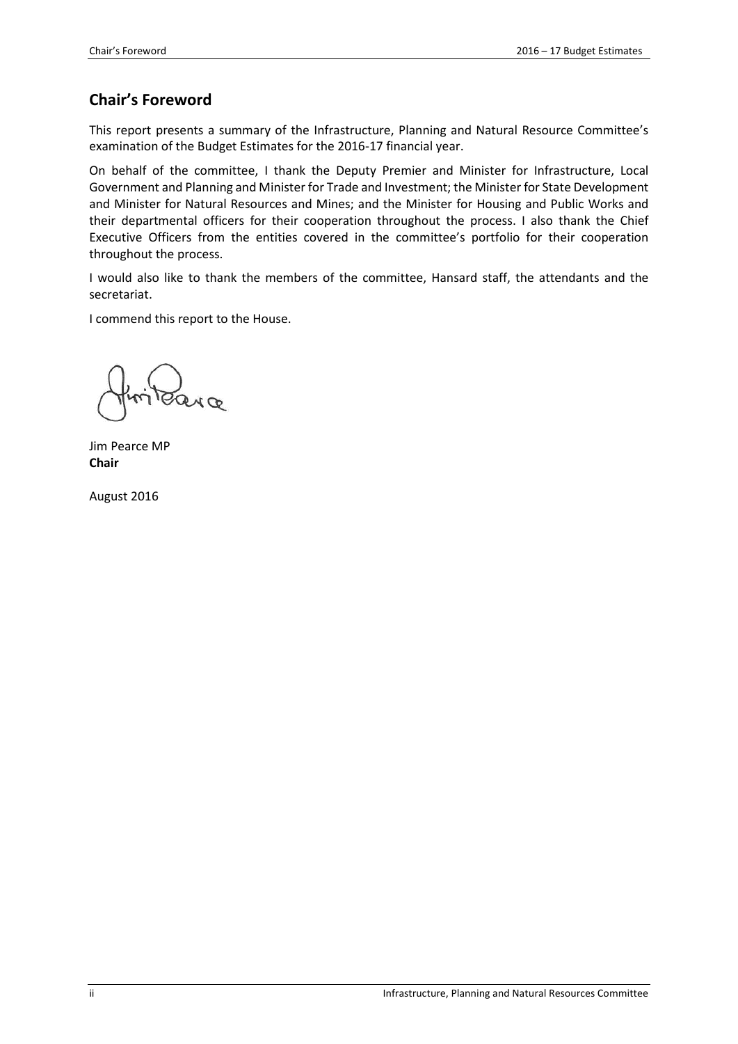## Chair's Foreword

This report presents a summary of the Infrastructure, Planning and Natural Resource Committee's examination of the Budget Estimates for the 2016-17 financial year.

On behalf of the committee, I thank the Deputy Premier and Minister for Infrastructure, Local Government and Planning and Minister for Trade and Investment; the Minister for State Development and Minister for Natural Resources and Mines; and the Minister for Housing and Public Works and their departmental officers for their cooperation throughout the process. I also thank the Chief Executive Officers from the entities covered in the committee's portfolio for their cooperation throughout the process.

I would also like to thank the members of the committee, Hansard staff, the attendants and the secretariat.

I commend this report to the House.

Jim Pearce MP
**Chair**

August 2016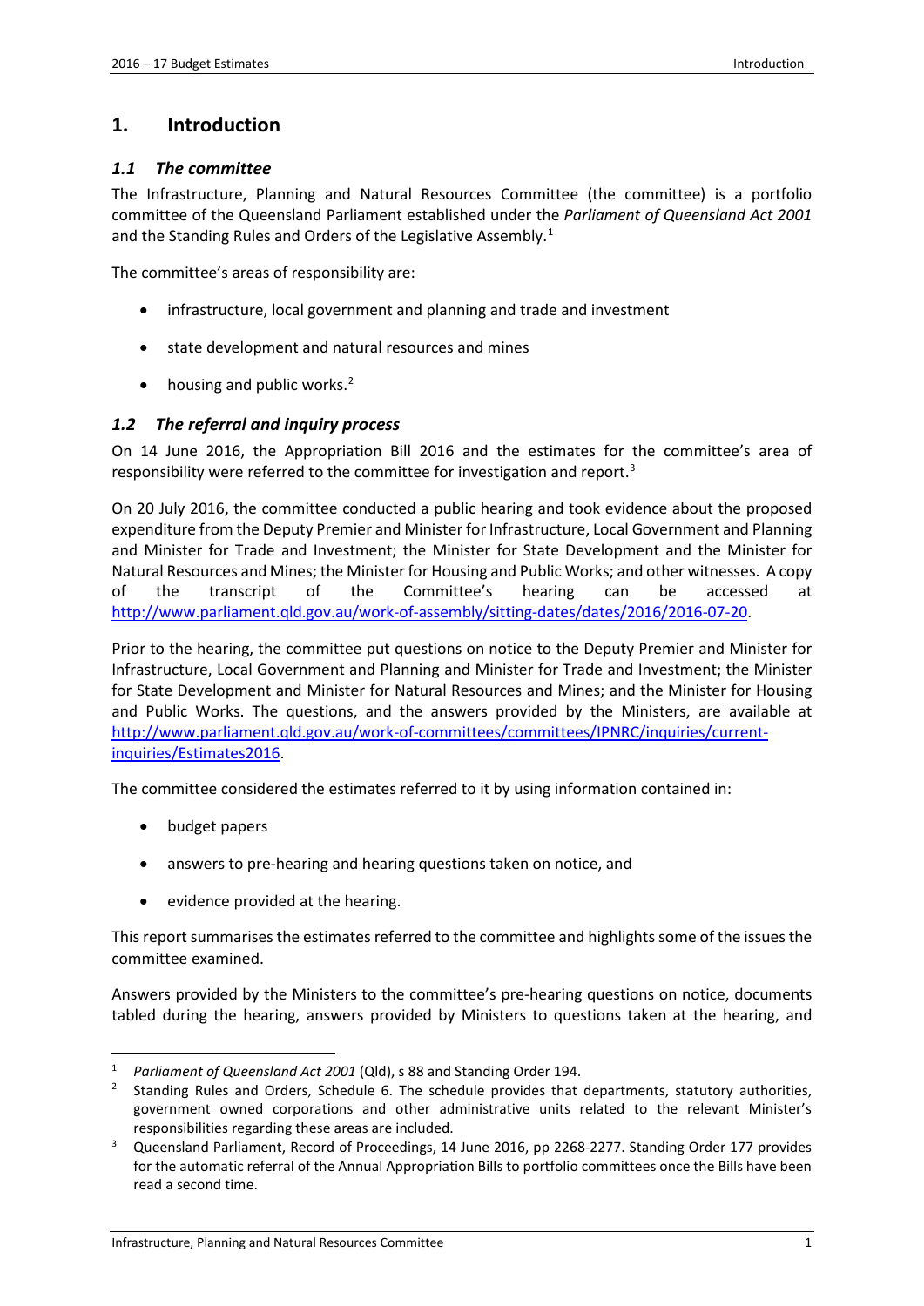# 1. Introduction

## *1.1 The committee*

The Infrastructure, Planning and Natural Resources Committee (the committee) is a portfolio committee of the Queensland Parliament established under the *Parliament of Queensland Act 2001* and the Standing Rules and Orders of the Legislative Assembly.[1]

The committee's areas of responsibility are:

- infrastructure, local government and planning and trade and investment
- state development and natural resources and mines
- housing and public works.[2]

## *1.2 The referral and inquiry process*

On 14 June 2016, the Appropriation Bill 2016 and the estimates for the committee's area of responsibility were referred to the committee for investigation and report.[3]

On 20 July 2016, the committee conducted a public hearing and took evidence about the proposed expenditure from the Deputy Premier and Minister for Infrastructure, Local Government and Planning and Minister for Trade and Investment; the Minister for State Development and the Minister for Natural Resources and Mines; the Minister for Housing and Public Works; and other witnesses. A copy of the transcript of the Committee's hearing can be accessed at http://www.parliament.qld.gov.au/work-of-assembly/sitting-dates/dates/2016/2016-07-20.

Prior to the hearing, the committee put questions on notice to the Deputy Premier and Minister for Infrastructure, Local Government and Planning and Minister for Trade and Investment; the Minister for State Development and Minister for Natural Resources and Mines; and the Minister for Housing and Public Works. The questions, and the answers provided by the Ministers, are available at http://www.parliament.qld.gov.au/work-of-committees/committees/IPNRC/inquiries/current-inquiries/Estimates2016.

The committee considered the estimates referred to it by using information contained in:

- budget papers
- answers to pre-hearing and hearing questions taken on notice, and
- evidence provided at the hearing.

This report summarises the estimates referred to the committee and highlights some of the issues the committee examined.

Answers provided by the Ministers to the committee's pre-hearing questions on notice, documents tabled during the hearing, answers provided by Ministers to questions taken at the hearing, and

---

[1] *Parliament of Queensland Act 2001* (Qld), s 88 and Standing Order 194.

[2] Standing Rules and Orders, Schedule 6. The schedule provides that departments, statutory authorities, government owned corporations and other administrative units related to the relevant Minister's responsibilities regarding these areas are included.

[3] Queensland Parliament, Record of Proceedings, 14 June 2016, pp 2268-2277. Standing Order 177 provides for the automatic referral of the Annual Appropriation Bills to portfolio committees once the Bills have been read a second time.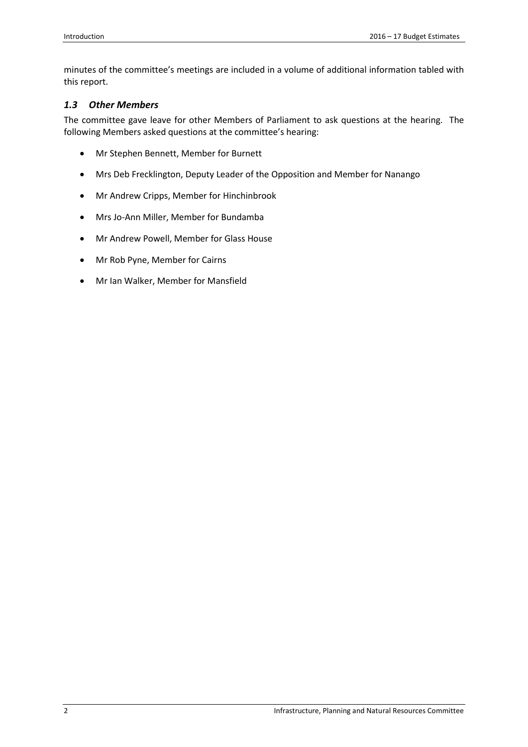minutes of the committee's meetings are included in a volume of additional information tabled with this report.

### *1.3 Other Members*

The committee gave leave for other Members of Parliament to ask questions at the hearing. The following Members asked questions at the committee's hearing:

- Mr Stephen Bennett, Member for Burnett
- Mrs Deb Frecklington, Deputy Leader of the Opposition and Member for Nanango
- Mr Andrew Cripps, Member for Hinchinbrook
- Mrs Jo-Ann Miller, Member for Bundamba
- Mr Andrew Powell, Member for Glass House
- Mr Rob Pyne, Member for Cairns
- Mr Ian Walker, Member for Mansfield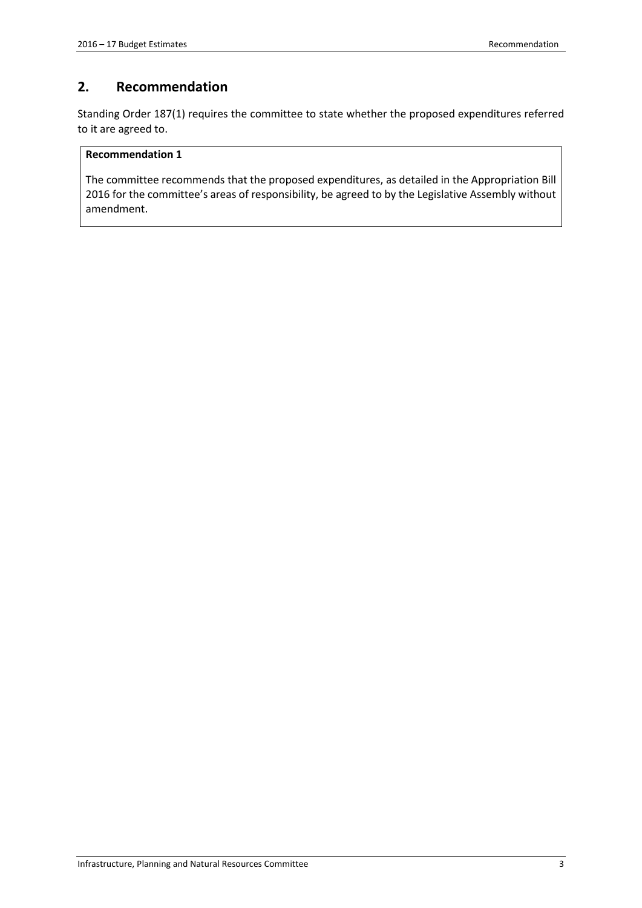## 2. Recommendation

Standing Order 187(1) requires the committee to state whether the proposed expenditures referred to it are agreed to.

**Recommendation 1**

The committee recommends that the proposed expenditures, as detailed in the Appropriation Bill 2016 for the committee's areas of responsibility, be agreed to by the Legislative Assembly without amendment.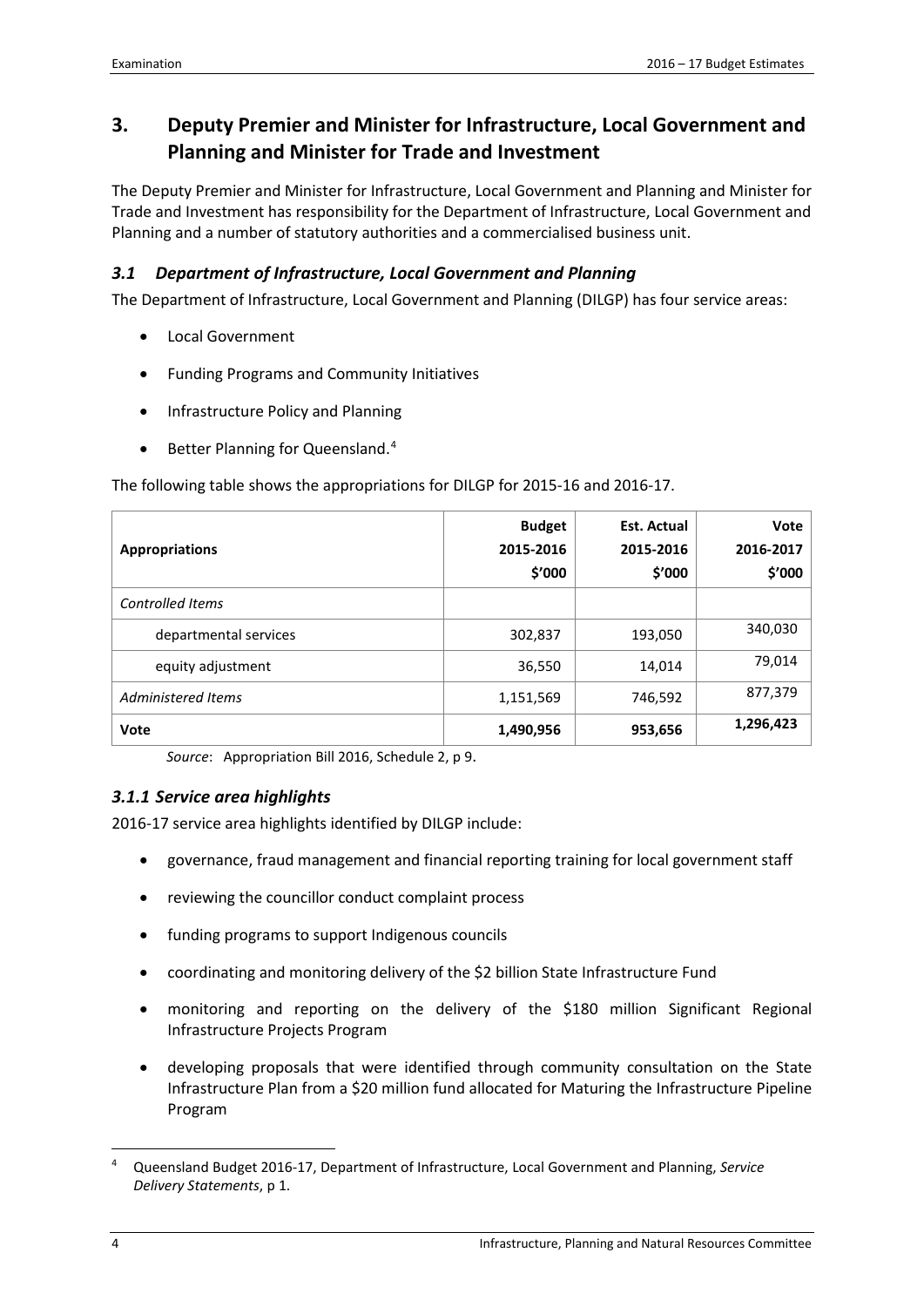## 3. Deputy Premier and Minister for Infrastructure, Local Government and Planning and Minister for Trade and Investment

The Deputy Premier and Minister for Infrastructure, Local Government and Planning and Minister for Trade and Investment has responsibility for the Department of Infrastructure, Local Government and Planning and a number of statutory authorities and a commercialised business unit.

### *3.1 Department of Infrastructure, Local Government and Planning*

The Department of Infrastructure, Local Government and Planning (DILGP) has four service areas:

- Local Government
- Funding Programs and Community Initiatives
- Infrastructure Policy and Planning
- Better Planning for Queensland.[4]

The following table shows the appropriations for DILGP for 2015-16 and 2016-17.

| Appropriations | Budget 2015-2016 $'000 | Est. Actual 2015-2016 $'000 | Vote 2016-2017 $'000 |
|---|---|---|---|
| *Controlled Items* | | | |
| departmental services | 302,837 | 193,050 | 340,030 |
| equity adjustment | 36,550 | 14,014 | 79,014 |
| *Administered Items* | 1,151,569 | 746,592 | 877,379 |
| **Vote** | **1,490,956** | **953,656** | **1,296,423** |

*Source*: Appropriation Bill 2016, Schedule 2, p 9.

#### *3.1.1 Service area highlights*

2016-17 service area highlights identified by DILGP include:

- governance, fraud management and financial reporting training for local government staff
- reviewing the councillor conduct complaint process
- funding programs to support Indigenous councils
- coordinating and monitoring delivery of the $2 billion State Infrastructure Fund
- monitoring and reporting on the delivery of the $180 million Significant Regional Infrastructure Projects Program
- developing proposals that were identified through community consultation on the State Infrastructure Plan from a $20 million fund allocated for Maturing the Infrastructure Pipeline Program

[4] Queensland Budget 2016-17, Department of Infrastructure, Local Government and Planning, *Service Delivery Statements*, p 1.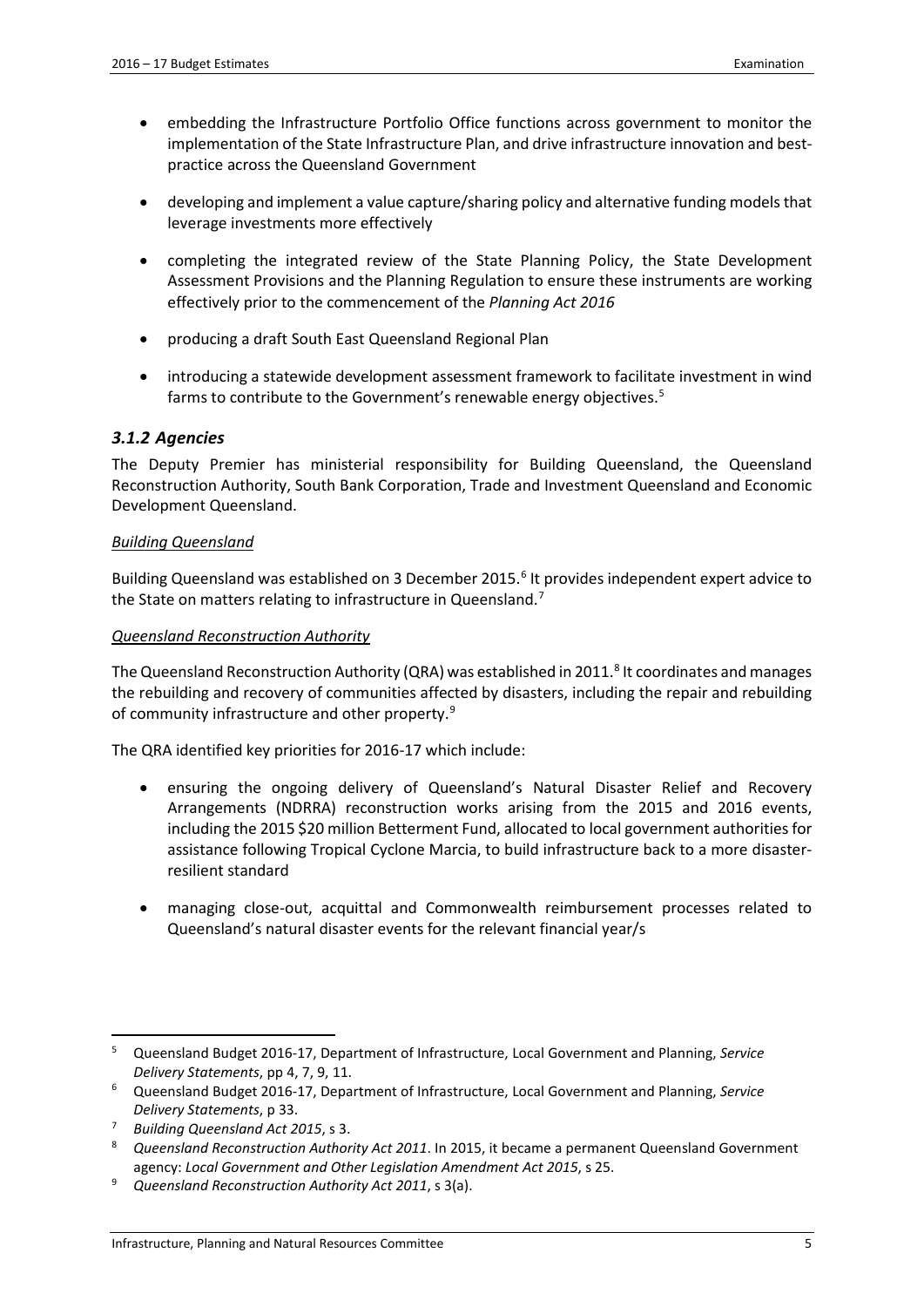- embedding the Infrastructure Portfolio Office functions across government to monitor the implementation of the State Infrastructure Plan, and drive infrastructure innovation and best-practice across the Queensland Government

- developing and implement a value capture/sharing policy and alternative funding models that leverage investments more effectively

- completing the integrated review of the State Planning Policy, the State Development Assessment Provisions and the Planning Regulation to ensure these instruments are working effectively prior to the commencement of the *Planning Act 2016*

- producing a draft South East Queensland Regional Plan

- introducing a statewide development assessment framework to facilitate investment in wind farms to contribute to the Government's renewable energy objectives.[5]

### *3.1.2 Agencies*

The Deputy Premier has ministerial responsibility for Building Queensland, the Queensland Reconstruction Authority, South Bank Corporation, Trade and Investment Queensland and Economic Development Queensland.

*Building Queensland*

Building Queensland was established on 3 December 2015.[6] It provides independent expert advice to the State on matters relating to infrastructure in Queensland.[7]

*Queensland Reconstruction Authority*

The Queensland Reconstruction Authority (QRA) was established in 2011.[8] It coordinates and manages the rebuilding and recovery of communities affected by disasters, including the repair and rebuilding of community infrastructure and other property.[9]

The QRA identified key priorities for 2016-17 which include:

- ensuring the ongoing delivery of Queensland's Natural Disaster Relief and Recovery Arrangements (NDRRA) reconstruction works arising from the 2015 and 2016 events, including the 2015 $20 million Betterment Fund, allocated to local government authorities for assistance following Tropical Cyclone Marcia, to build infrastructure back to a more disaster-resilient standard

- managing close-out, acquittal and Commonwealth reimbursement processes related to Queensland's natural disaster events for the relevant financial year/s

---

[5] Queensland Budget 2016-17, Department of Infrastructure, Local Government and Planning, *Service Delivery Statements*, pp 4, 7, 9, 11.

[6] Queensland Budget 2016-17, Department of Infrastructure, Local Government and Planning, *Service Delivery Statements*, p 33.

[7] *Building Queensland Act 2015*, s 3.

[8] *Queensland Reconstruction Authority Act 2011*. In 2015, it became a permanent Queensland Government agency: *Local Government and Other Legislation Amendment Act 2015*, s 25.

[9] *Queensland Reconstruction Authority Act 2011*, s 3(a).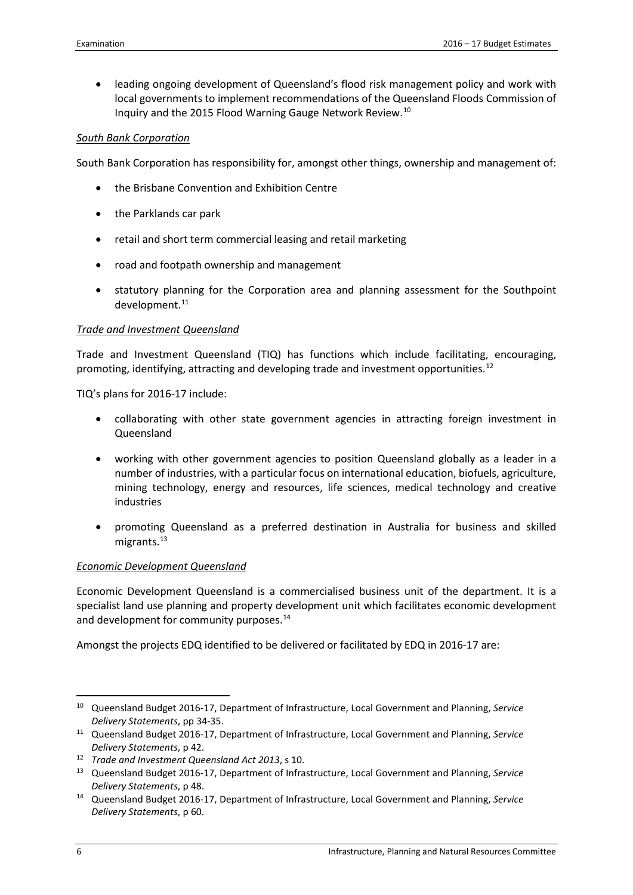- leading ongoing development of Queensland's flood risk management policy and work with local governments to implement recommendations of the Queensland Floods Commission of Inquiry and the 2015 Flood Warning Gauge Network Review.[10]

*South Bank Corporation*

South Bank Corporation has responsibility for, amongst other things, ownership and management of:

- the Brisbane Convention and Exhibition Centre
- the Parklands car park
- retail and short term commercial leasing and retail marketing
- road and footpath ownership and management
- statutory planning for the Corporation area and planning assessment for the Southpoint development.[11]

*Trade and Investment Queensland*

Trade and Investment Queensland (TIQ) has functions which include facilitating, encouraging, promoting, identifying, attracting and developing trade and investment opportunities.[12]

TIQ's plans for 2016-17 include:

- collaborating with other state government agencies in attracting foreign investment in Queensland
- working with other government agencies to position Queensland globally as a leader in a number of industries, with a particular focus on international education, biofuels, agriculture, mining technology, energy and resources, life sciences, medical technology and creative industries
- promoting Queensland as a preferred destination in Australia for business and skilled migrants.[13]

*Economic Development Queensland*

Economic Development Queensland is a commercialised business unit of the department. It is a specialist land use planning and property development unit which facilitates economic development and development for community purposes.[14]

Amongst the projects EDQ identified to be delivered or facilitated by EDQ in 2016-17 are:

---

[10] Queensland Budget 2016-17, Department of Infrastructure, Local Government and Planning, *Service Delivery Statements*, pp 34-35.

[11] Queensland Budget 2016-17, Department of Infrastructure, Local Government and Planning, *Service Delivery Statements*, p 42.

[12] *Trade and Investment Queensland Act 2013*, s 10.

[13] Queensland Budget 2016-17, Department of Infrastructure, Local Government and Planning, *Service Delivery Statements*, p 48.

[14] Queensland Budget 2016-17, Department of Infrastructure, Local Government and Planning, *Service Delivery Statements*, p 60.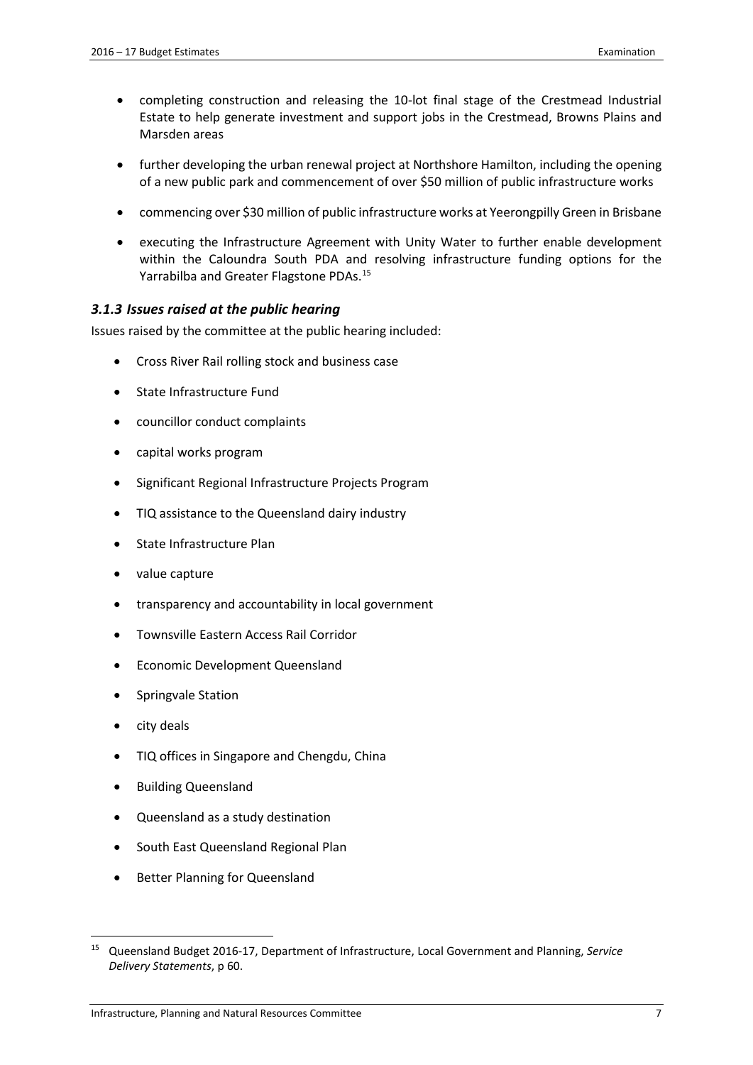- completing construction and releasing the 10-lot final stage of the Crestmead Industrial Estate to help generate investment and support jobs in the Crestmead, Browns Plains and Marsden areas
- further developing the urban renewal project at Northshore Hamilton, including the opening of a new public park and commencement of over $50 million of public infrastructure works
- commencing over $30 million of public infrastructure works at Yeerongpilly Green in Brisbane
- executing the Infrastructure Agreement with Unity Water to further enable development within the Caloundra South PDA and resolving infrastructure funding options for the Yarrabilba and Greater Flagstone PDAs.[15]

### *3.1.3 Issues raised at the public hearing*

Issues raised by the committee at the public hearing included:

- Cross River Rail rolling stock and business case
- State Infrastructure Fund
- councillor conduct complaints
- capital works program
- Significant Regional Infrastructure Projects Program
- TIQ assistance to the Queensland dairy industry
- State Infrastructure Plan
- value capture
- transparency and accountability in local government
- Townsville Eastern Access Rail Corridor
- Economic Development Queensland
- Springvale Station
- city deals
- TIQ offices in Singapore and Chengdu, China
- Building Queensland
- Queensland as a study destination
- South East Queensland Regional Plan
- Better Planning for Queensland

---

[15] Queensland Budget 2016-17, Department of Infrastructure, Local Government and Planning, *Service Delivery Statements*, p 60.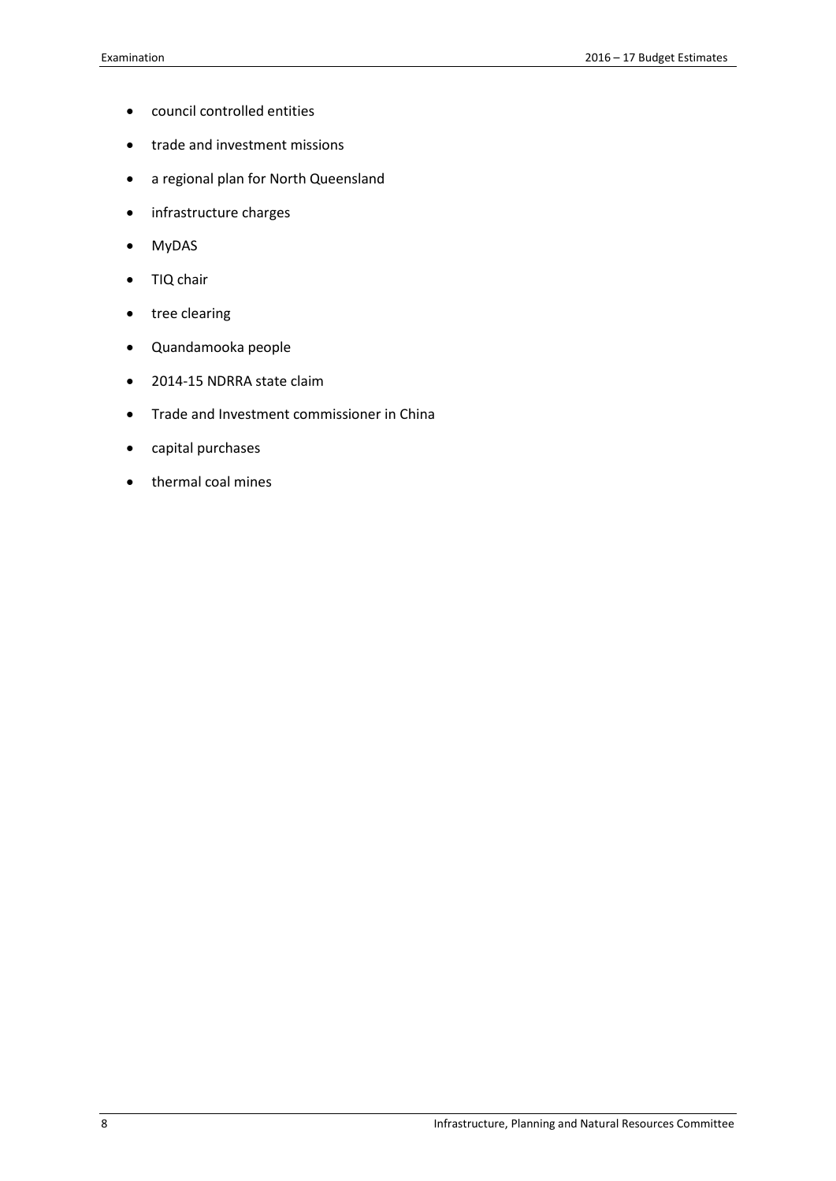- council controlled entities
- trade and investment missions
- a regional plan for North Queensland
- infrastructure charges
- MyDAS
- TIQ chair
- tree clearing
- Quandamooka people
- 2014-15 NDRRA state claim
- Trade and Investment commissioner in China
- capital purchases
- thermal coal mines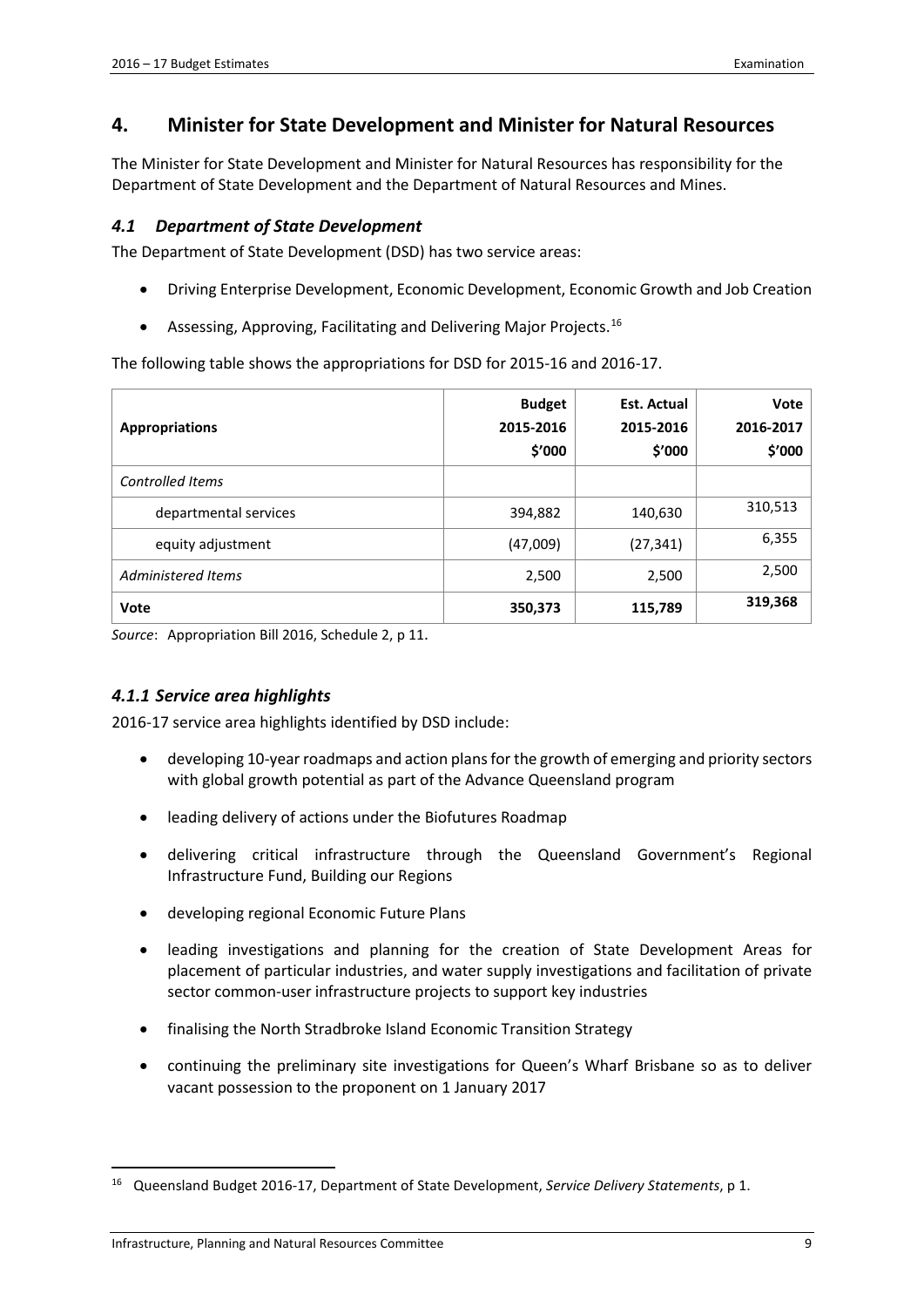## 4. Minister for State Development and Minister for Natural Resources

The Minister for State Development and Minister for Natural Resources has responsibility for the Department of State Development and the Department of Natural Resources and Mines.

### *4.1 Department of State Development*

The Department of State Development (DSD) has two service areas:

- Driving Enterprise Development, Economic Development, Economic Growth and Job Creation
- Assessing, Approving, Facilitating and Delivering Major Projects.[16]

The following table shows the appropriations for DSD for 2015-16 and 2016-17.

| Appropriations | Budget 2015-2016 $'000 | Est. Actual 2015-2016 $'000 | Vote 2016-2017 $'000 |
|---|---|---|---|
| *Controlled Items* | | | |
| departmental services | 394,882 | 140,630 | 310,513 |
| equity adjustment | (47,009) | (27,341) | 6,355 |
| *Administered Items* | 2,500 | 2,500 | 2,500 |
| **Vote** | **350,373** | **115,789** | **319,368** |

*Source*: Appropriation Bill 2016, Schedule 2, p 11.

### *4.1.1 Service area highlights*

2016-17 service area highlights identified by DSD include:

- developing 10-year roadmaps and action plans for the growth of emerging and priority sectors with global growth potential as part of the Advance Queensland program
- leading delivery of actions under the Biofutures Roadmap
- delivering critical infrastructure through the Queensland Government's Regional Infrastructure Fund, Building our Regions
- developing regional Economic Future Plans
- leading investigations and planning for the creation of State Development Areas for placement of particular industries, and water supply investigations and facilitation of private sector common-user infrastructure projects to support key industries
- finalising the North Stradbroke Island Economic Transition Strategy
- continuing the preliminary site investigations for Queen's Wharf Brisbane so as to deliver vacant possession to the proponent on 1 January 2017

[16] Queensland Budget 2016-17, Department of State Development, *Service Delivery Statements*, p 1.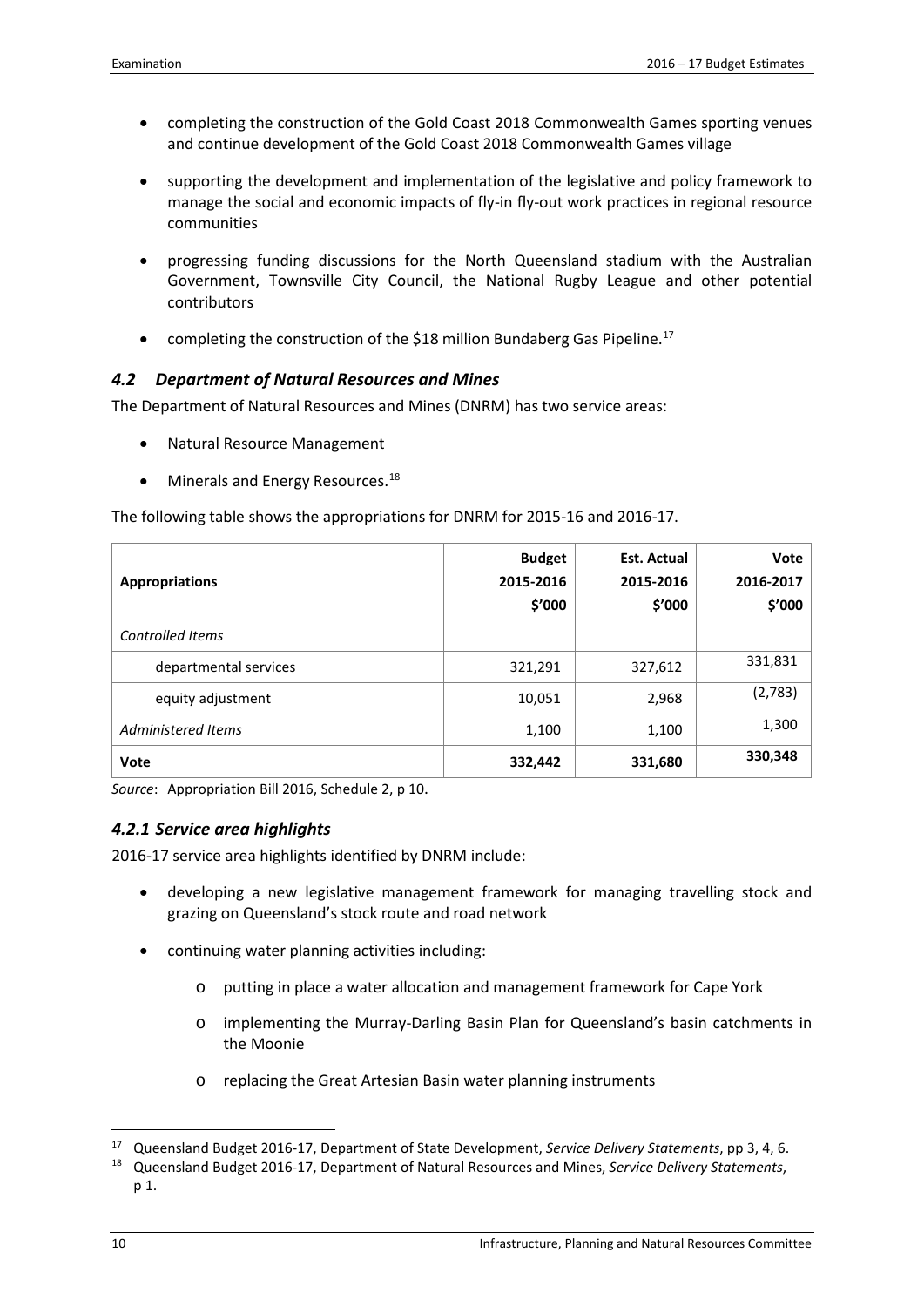- completing the construction of the Gold Coast 2018 Commonwealth Games sporting venues and continue development of the Gold Coast 2018 Commonwealth Games village
- supporting the development and implementation of the legislative and policy framework to manage the social and economic impacts of fly-in fly-out work practices in regional resource communities
- progressing funding discussions for the North Queensland stadium with the Australian Government, Townsville City Council, the National Rugby League and other potential contributors
- completing the construction of the $18 million Bundaberg Gas Pipeline.[17]

### *4.2 Department of Natural Resources and Mines*

The Department of Natural Resources and Mines (DNRM) has two service areas:

- Natural Resource Management
- Minerals and Energy Resources.[18]

The following table shows the appropriations for DNRM for 2015-16 and 2016-17.

| Appropriations | Budget 2015-2016 $'000 | Est. Actual 2015-2016 $'000 | Vote 2016-2017 $'000 |
|---|---|---|---|
| *Controlled Items* | | | |
| departmental services | 321,291 | 327,612 | 331,831 |
| equity adjustment | 10,051 | 2,968 | (2,783) |
| *Administered Items* | 1,100 | 1,100 | 1,300 |
| **Vote** | **332,442** | **331,680** | **330,348** |

*Source*: Appropriation Bill 2016, Schedule 2, p 10.

#### *4.2.1 Service area highlights*

2016-17 service area highlights identified by DNRM include:

- developing a new legislative management framework for managing travelling stock and grazing on Queensland's stock route and road network
- continuing water planning activities including:
  - putting in place a water allocation and management framework for Cape York
  - implementing the Murray-Darling Basin Plan for Queensland's basin catchments in the Moonie
  - replacing the Great Artesian Basin water planning instruments

---

[17] Queensland Budget 2016-17, Department of State Development, *Service Delivery Statements*, pp 3, 4, 6.

[18] Queensland Budget 2016-17, Department of Natural Resources and Mines, *Service Delivery Statements*, p 1.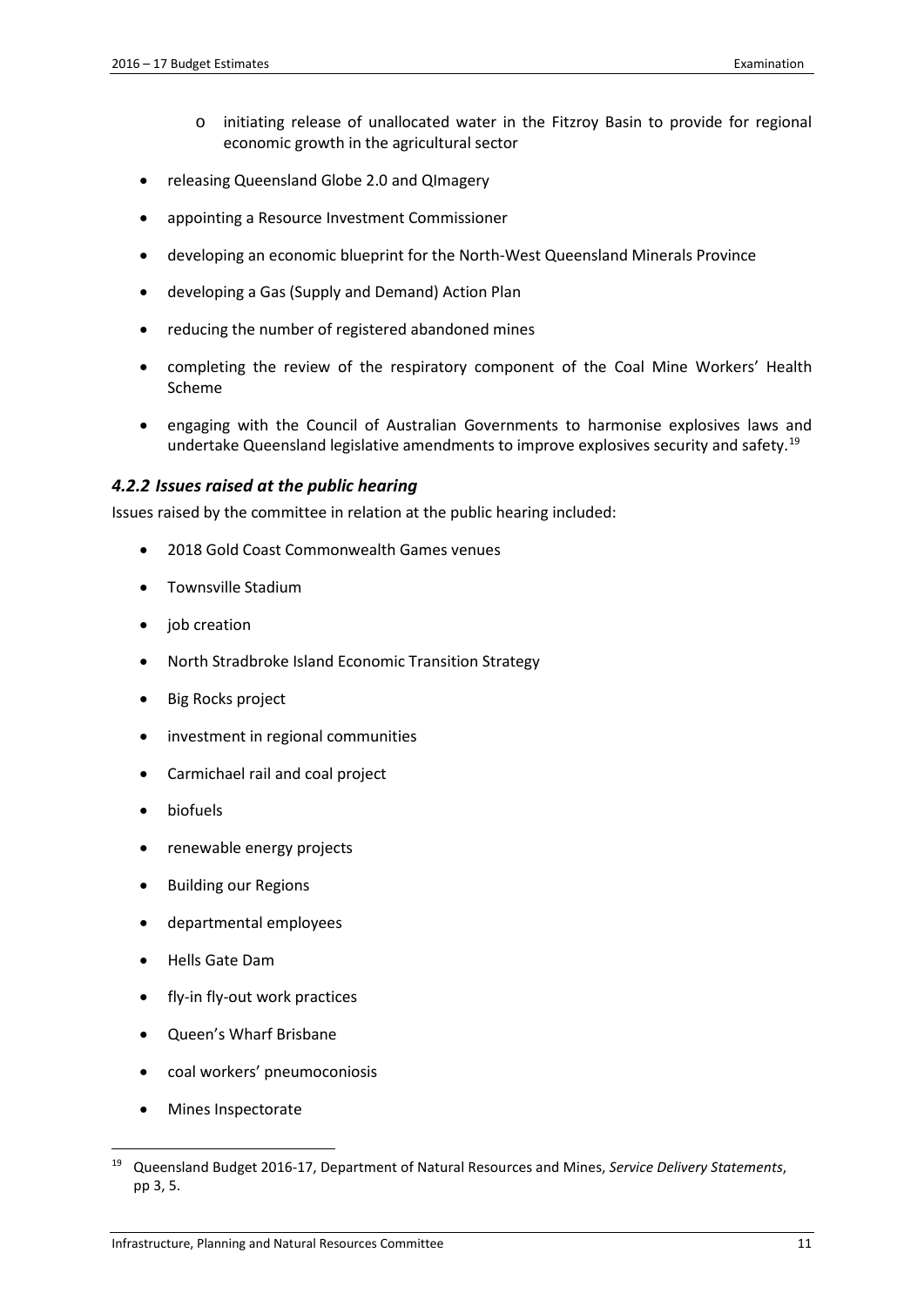- initiating release of unallocated water in the Fitzroy Basin to provide for regional economic growth in the agricultural sector
- releasing Queensland Globe 2.0 and QImagery
- appointing a Resource Investment Commissioner
- developing an economic blueprint for the North-West Queensland Minerals Province
- developing a Gas (Supply and Demand) Action Plan
- reducing the number of registered abandoned mines
- completing the review of the respiratory component of the Coal Mine Workers' Health Scheme
- engaging with the Council of Australian Governments to harmonise explosives laws and undertake Queensland legislative amendments to improve explosives security and safety.[19]

### *4.2.2 Issues raised at the public hearing*

Issues raised by the committee in relation at the public hearing included:

- 2018 Gold Coast Commonwealth Games venues
- Townsville Stadium
- job creation
- North Stradbroke Island Economic Transition Strategy
- Big Rocks project
- investment in regional communities
- Carmichael rail and coal project
- biofuels
- renewable energy projects
- Building our Regions
- departmental employees
- Hells Gate Dam
- fly-in fly-out work practices
- Queen's Wharf Brisbane
- coal workers' pneumoconiosis
- Mines Inspectorate

---

[19] Queensland Budget 2016-17, Department of Natural Resources and Mines, *Service Delivery Statements*, pp 3, 5.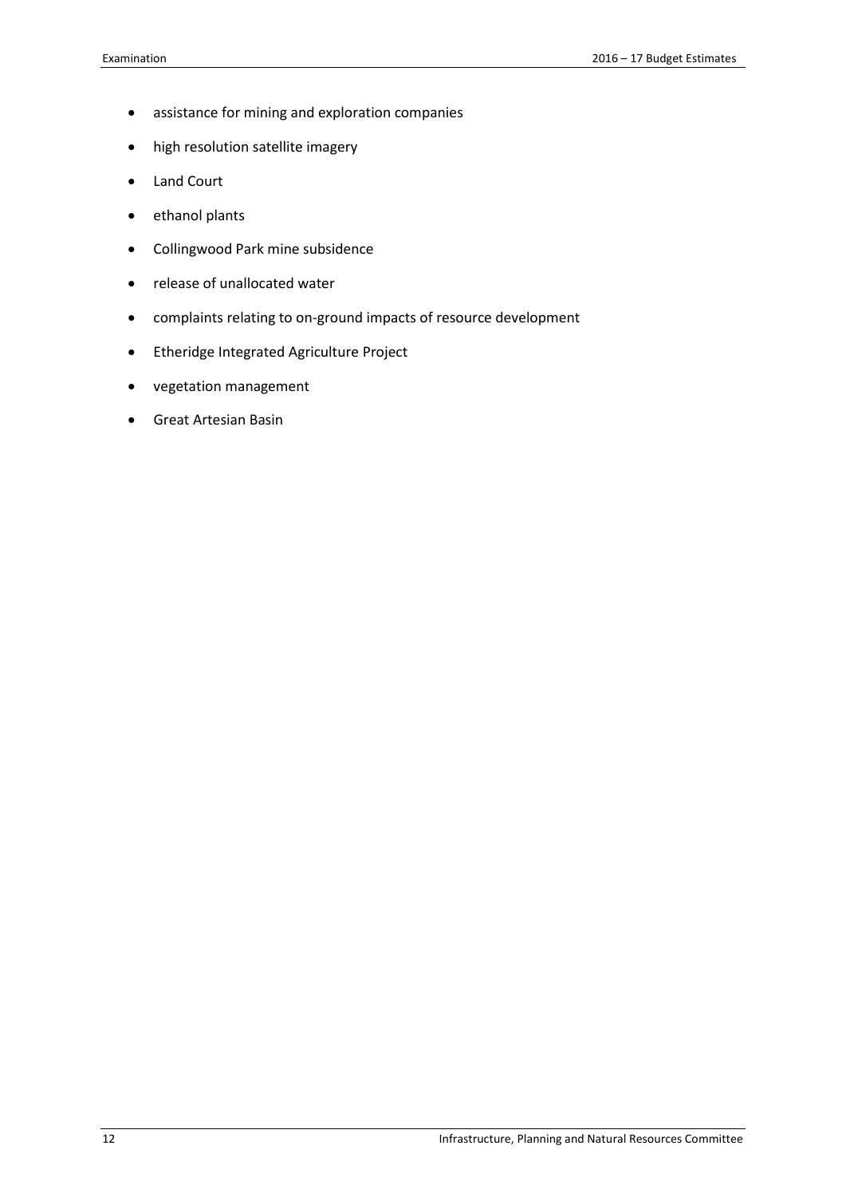- assistance for mining and exploration companies
- high resolution satellite imagery
- Land Court
- ethanol plants
- Collingwood Park mine subsidence
- release of unallocated water
- complaints relating to on-ground impacts of resource development
- Etheridge Integrated Agriculture Project
- vegetation management
- Great Artesian Basin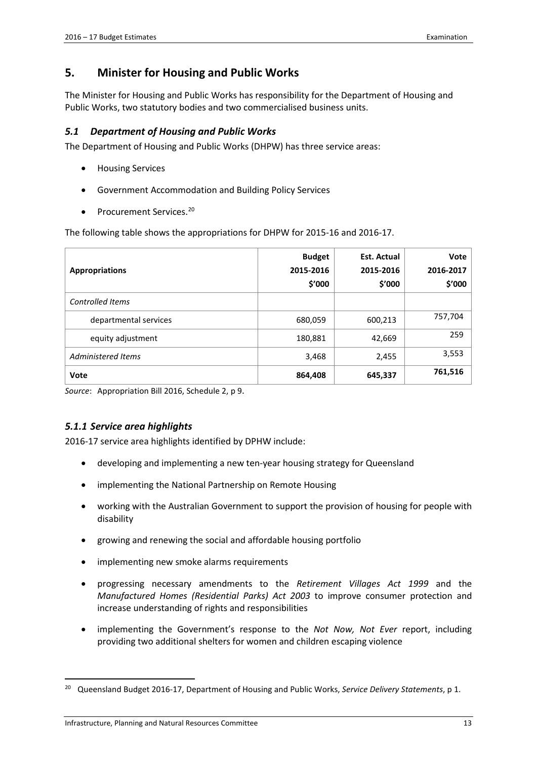## 5. Minister for Housing and Public Works

The Minister for Housing and Public Works has responsibility for the Department of Housing and Public Works, two statutory bodies and two commercialised business units.

### *5.1 Department of Housing and Public Works*

The Department of Housing and Public Works (DHPW) has three service areas:

- Housing Services
- Government Accommodation and Building Policy Services
- Procurement Services.[20]

The following table shows the appropriations for DHPW for 2015-16 and 2016-17.

| Appropriations | Budget 2015-2016 $'000 | Est. Actual 2015-2016 $'000 | Vote 2016-2017 $'000 |
|---|---|---|---|
| *Controlled Items* | | | |
| departmental services | 680,059 | 600,213 | 757,704 |
| equity adjustment | 180,881 | 42,669 | 259 |
| *Administered Items* | 3,468 | 2,455 | 3,553 |
| **Vote** | **864,408** | **645,337** | **761,516** |

*Source*: Appropriation Bill 2016, Schedule 2, p 9.

### *5.1.1 Service area highlights*

2016-17 service area highlights identified by DPHW include:

- developing and implementing a new ten-year housing strategy for Queensland
- implementing the National Partnership on Remote Housing
- working with the Australian Government to support the provision of housing for people with disability
- growing and renewing the social and affordable housing portfolio
- implementing new smoke alarms requirements
- progressing necessary amendments to the *Retirement Villages Act 1999* and the *Manufactured Homes (Residential Parks) Act 2003* to improve consumer protection and increase understanding of rights and responsibilities
- implementing the Government's response to the *Not Now, Not Ever* report, including providing two additional shelters for women and children escaping violence

[20] Queensland Budget 2016-17, Department of Housing and Public Works, *Service Delivery Statements*, p 1.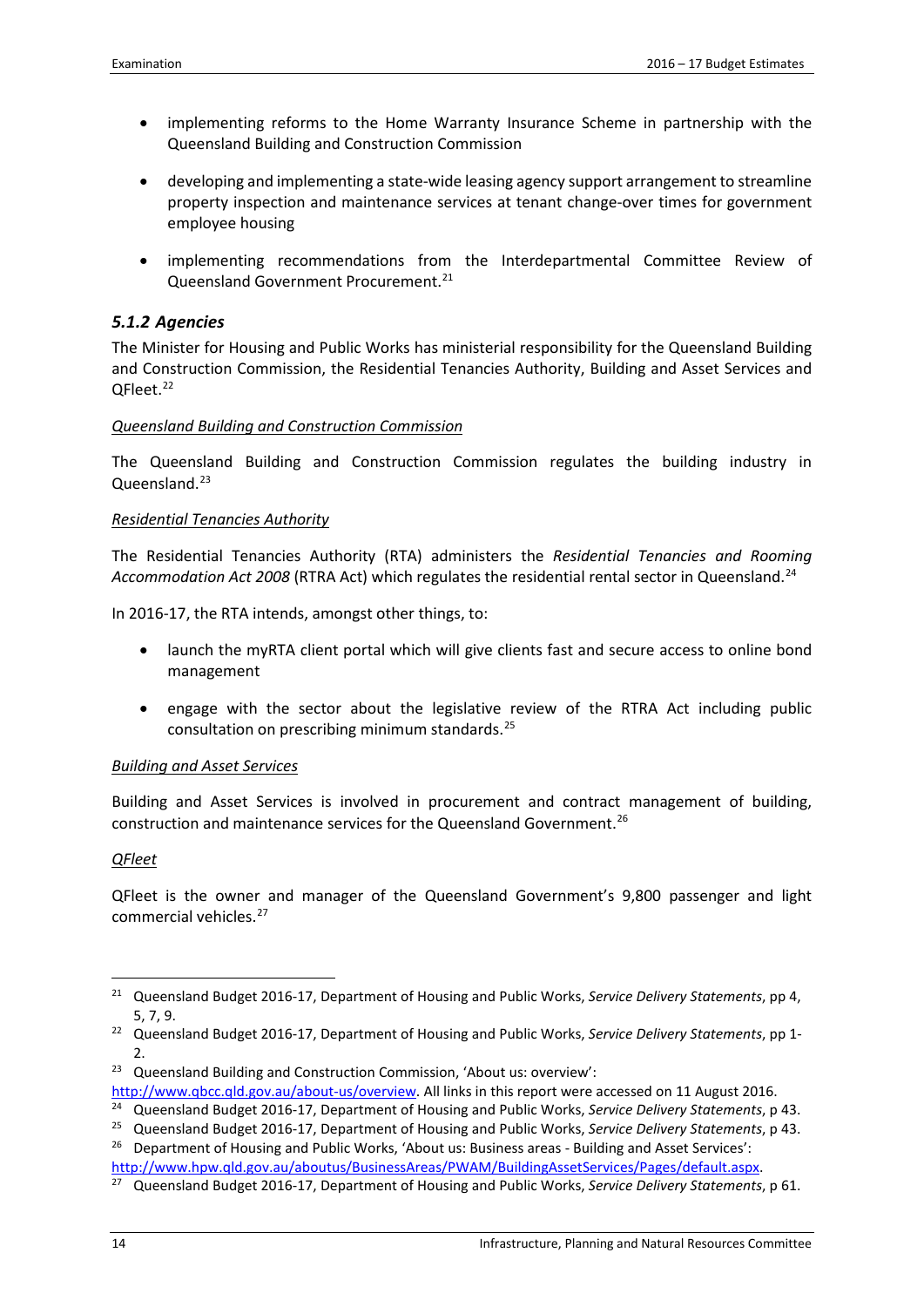- implementing reforms to the Home Warranty Insurance Scheme in partnership with the Queensland Building and Construction Commission
- developing and implementing a state-wide leasing agency support arrangement to streamline property inspection and maintenance services at tenant change-over times for government employee housing
- implementing recommendations from the Interdepartmental Committee Review of Queensland Government Procurement.[21]

### *5.1.2 Agencies*

The Minister for Housing and Public Works has ministerial responsibility for the Queensland Building and Construction Commission, the Residential Tenancies Authority, Building and Asset Services and QFleet.[22]

*Queensland Building and Construction Commission*

The Queensland Building and Construction Commission regulates the building industry in Queensland.[23]

*Residential Tenancies Authority*

The Residential Tenancies Authority (RTA) administers the *Residential Tenancies and Rooming Accommodation Act 2008* (RTRA Act) which regulates the residential rental sector in Queensland.[24]

In 2016-17, the RTA intends, amongst other things, to:

- launch the myRTA client portal which will give clients fast and secure access to online bond management
- engage with the sector about the legislative review of the RTRA Act including public consultation on prescribing minimum standards.[25]

*Building and Asset Services*

Building and Asset Services is involved in procurement and contract management of building, construction and maintenance services for the Queensland Government.[26]

*QFleet*

QFleet is the owner and manager of the Queensland Government's 9,800 passenger and light commercial vehicles.[27]

---

[21] Queensland Budget 2016-17, Department of Housing and Public Works, *Service Delivery Statements*, pp 4, 5, 7, 9.

[22] Queensland Budget 2016-17, Department of Housing and Public Works, *Service Delivery Statements*, pp 1-2.

[23] Queensland Building and Construction Commission, 'About us: overview': http://www.qbcc.qld.gov.au/about-us/overview. All links in this report were accessed on 11 August 2016.

[24] Queensland Budget 2016-17, Department of Housing and Public Works, *Service Delivery Statements*, p 43.

[25] Queensland Budget 2016-17, Department of Housing and Public Works, *Service Delivery Statements*, p 43.

[26] Department of Housing and Public Works, 'About us: Business areas - Building and Asset Services': http://www.hpw.qld.gov.au/aboutus/BusinessAreas/PWAM/BuildingAssetServices/Pages/default.aspx.

[27] Queensland Budget 2016-17, Department of Housing and Public Works, *Service Delivery Statements*, p 61.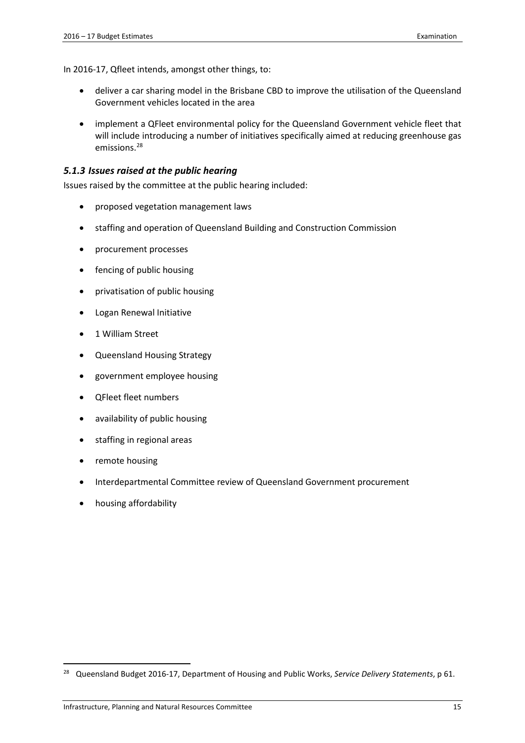In 2016-17, Qfleet intends, amongst other things, to:

- deliver a car sharing model in the Brisbane CBD to improve the utilisation of the Queensland Government vehicles located in the area
- implement a QFleet environmental policy for the Queensland Government vehicle fleet that will include introducing a number of initiatives specifically aimed at reducing greenhouse gas emissions.[28]

### *5.1.3 Issues raised at the public hearing*

Issues raised by the committee at the public hearing included:

- proposed vegetation management laws
- staffing and operation of Queensland Building and Construction Commission
- procurement processes
- fencing of public housing
- privatisation of public housing
- Logan Renewal Initiative
- 1 William Street
- Queensland Housing Strategy
- government employee housing
- QFleet fleet numbers
- availability of public housing
- staffing in regional areas
- remote housing
- Interdepartmental Committee review of Queensland Government procurement
- housing affordability

[28] Queensland Budget 2016-17, Department of Housing and Public Works, *Service Delivery Statements*, p 61.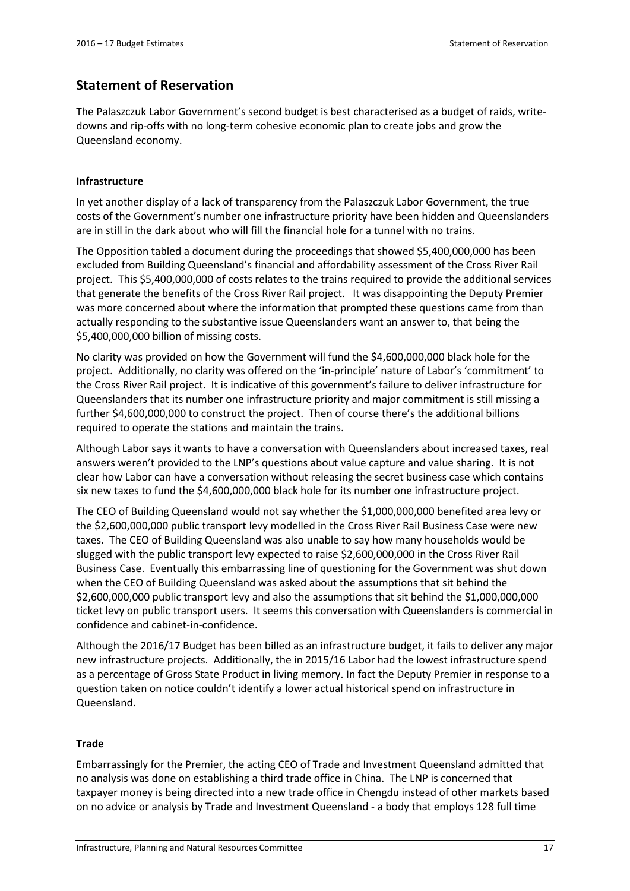## Statement of Reservation

The Palaszczuk Labor Government's second budget is best characterised as a budget of raids, write-downs and rip-offs with no long-term cohesive economic plan to create jobs and grow the Queensland economy.

**Infrastructure**

In yet another display of a lack of transparency from the Palaszczuk Labor Government, the true costs of the Government's number one infrastructure priority have been hidden and Queenslanders are in still in the dark about who will fill the financial hole for a tunnel with no trains.

The Opposition tabled a document during the proceedings that showed $5,400,000,000 has been excluded from Building Queensland's financial and affordability assessment of the Cross River Rail project. This $5,400,000,000 of costs relates to the trains required to provide the additional services that generate the benefits of the Cross River Rail project. It was disappointing the Deputy Premier was more concerned about where the information that prompted these questions came from than actually responding to the substantive issue Queenslanders want an answer to, that being the $5,400,000,000 billion of missing costs.

No clarity was provided on how the Government will fund the $4,600,000,000 black hole for the project. Additionally, no clarity was offered on the 'in-principle' nature of Labor's 'commitment' to the Cross River Rail project. It is indicative of this government's failure to deliver infrastructure for Queenslanders that its number one infrastructure priority and major commitment is still missing a further $4,600,000,000 to construct the project. Then of course there's the additional billions required to operate the stations and maintain the trains.

Although Labor says it wants to have a conversation with Queenslanders about increased taxes, real answers weren't provided to the LNP's questions about value capture and value sharing. It is not clear how Labor can have a conversation without releasing the secret business case which contains six new taxes to fund the $4,600,000,000 black hole for its number one infrastructure project.

The CEO of Building Queensland would not say whether the $1,000,000,000 benefited area levy or the $2,600,000,000 public transport levy modelled in the Cross River Rail Business Case were new taxes. The CEO of Building Queensland was also unable to say how many households would be slugged with the public transport levy expected to raise $2,600,000,000 in the Cross River Rail Business Case. Eventually this embarrassing line of questioning for the Government was shut down when the CEO of Building Queensland was asked about the assumptions that sit behind the $2,600,000,000 public transport levy and also the assumptions that sit behind the $1,000,000,000 ticket levy on public transport users. It seems this conversation with Queenslanders is commercial in confidence and cabinet-in-confidence.

Although the 2016/17 Budget has been billed as an infrastructure budget, it fails to deliver any major new infrastructure projects. Additionally, the in 2015/16 Labor had the lowest infrastructure spend as a percentage of Gross State Product in living memory. In fact the Deputy Premier in response to a question taken on notice couldn't identify a lower actual historical spend on infrastructure in Queensland.

**Trade**

Embarrassingly for the Premier, the acting CEO of Trade and Investment Queensland admitted that no analysis was done on establishing a third trade office in China. The LNP is concerned that taxpayer money is being directed into a new trade office in Chengdu instead of other markets based on no advice or analysis by Trade and Investment Queensland - a body that employs 128 full time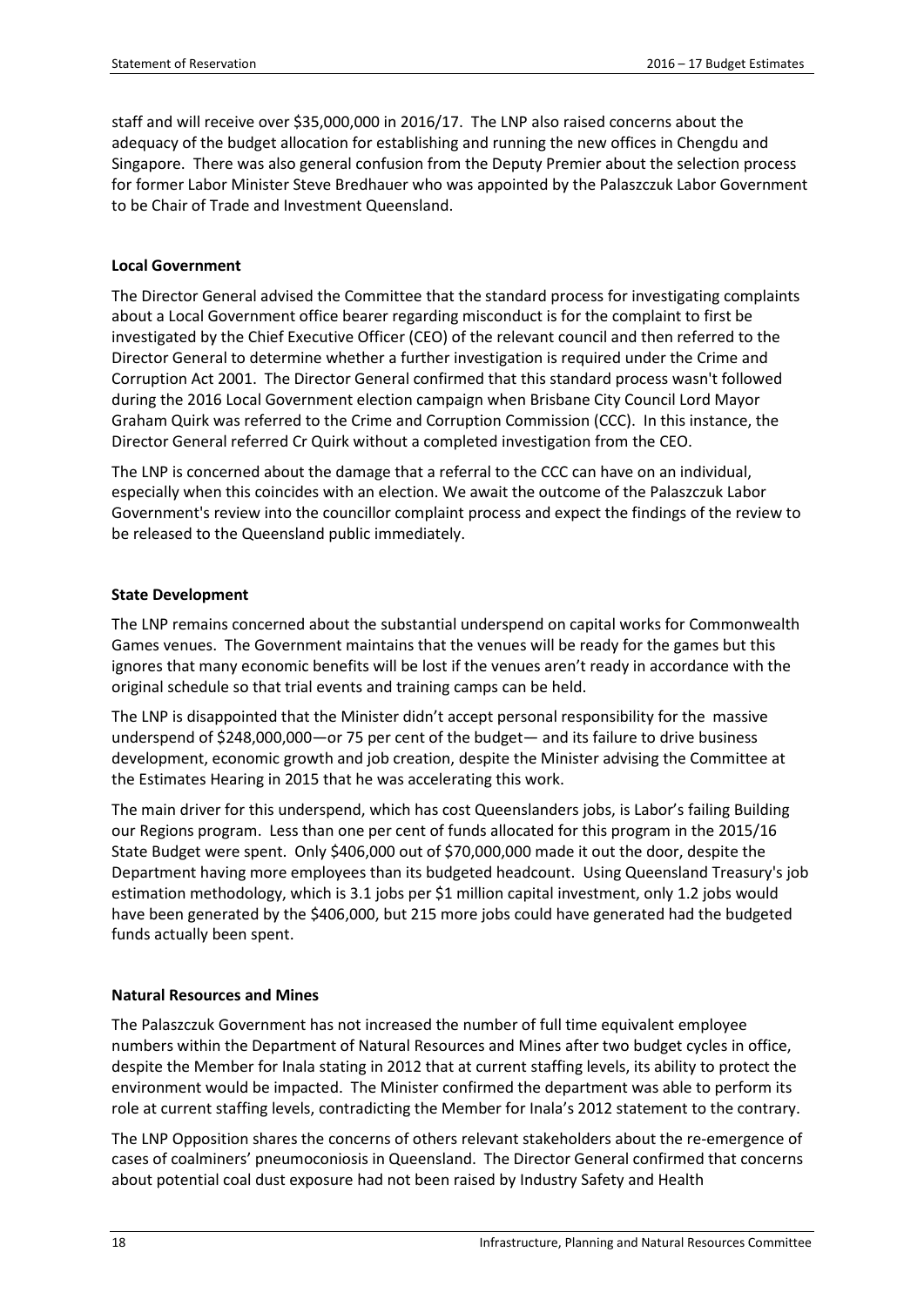staff and will receive over $35,000,000 in 2016/17. The LNP also raised concerns about the adequacy of the budget allocation for establishing and running the new offices in Chengdu and Singapore. There was also general confusion from the Deputy Premier about the selection process for former Labor Minister Steve Bredhauer who was appointed by the Palaszczuk Labor Government to be Chair of Trade and Investment Queensland.

**Local Government**

The Director General advised the Committee that the standard process for investigating complaints about a Local Government office bearer regarding misconduct is for the complaint to first be investigated by the Chief Executive Officer (CEO) of the relevant council and then referred to the Director General to determine whether a further investigation is required under the Crime and Corruption Act 2001. The Director General confirmed that this standard process wasn't followed during the 2016 Local Government election campaign when Brisbane City Council Lord Mayor Graham Quirk was referred to the Crime and Corruption Commission (CCC). In this instance, the Director General referred Cr Quirk without a completed investigation from the CEO.

The LNP is concerned about the damage that a referral to the CCC can have on an individual, especially when this coincides with an election. We await the outcome of the Palaszczuk Labor Government's review into the councillor complaint process and expect the findings of the review to be released to the Queensland public immediately.

**State Development**

The LNP remains concerned about the substantial underspend on capital works for Commonwealth Games venues. The Government maintains that the venues will be ready for the games but this ignores that many economic benefits will be lost if the venues aren't ready in accordance with the original schedule so that trial events and training camps can be held.

The LNP is disappointed that the Minister didn't accept personal responsibility for the massive underspend of $248,000,000—or 75 per cent of the budget— and its failure to drive business development, economic growth and job creation, despite the Minister advising the Committee at the Estimates Hearing in 2015 that he was accelerating this work.

The main driver for this underspend, which has cost Queenslanders jobs, is Labor's failing Building our Regions program. Less than one per cent of funds allocated for this program in the 2015/16 State Budget were spent. Only $406,000 out of $70,000,000 made it out the door, despite the Department having more employees than its budgeted headcount. Using Queensland Treasury's job estimation methodology, which is 3.1 jobs per $1 million capital investment, only 1.2 jobs would have been generated by the $406,000, but 215 more jobs could have generated had the budgeted funds actually been spent.

**Natural Resources and Mines**

The Palaszczuk Government has not increased the number of full time equivalent employee numbers within the Department of Natural Resources and Mines after two budget cycles in office, despite the Member for Inala stating in 2012 that at current staffing levels, its ability to protect the environment would be impacted. The Minister confirmed the department was able to perform its role at current staffing levels, contradicting the Member for Inala's 2012 statement to the contrary.

The LNP Opposition shares the concerns of others relevant stakeholders about the re-emergence of cases of coalminers' pneumoconiosis in Queensland. The Director General confirmed that concerns about potential coal dust exposure had not been raised by Industry Safety and Health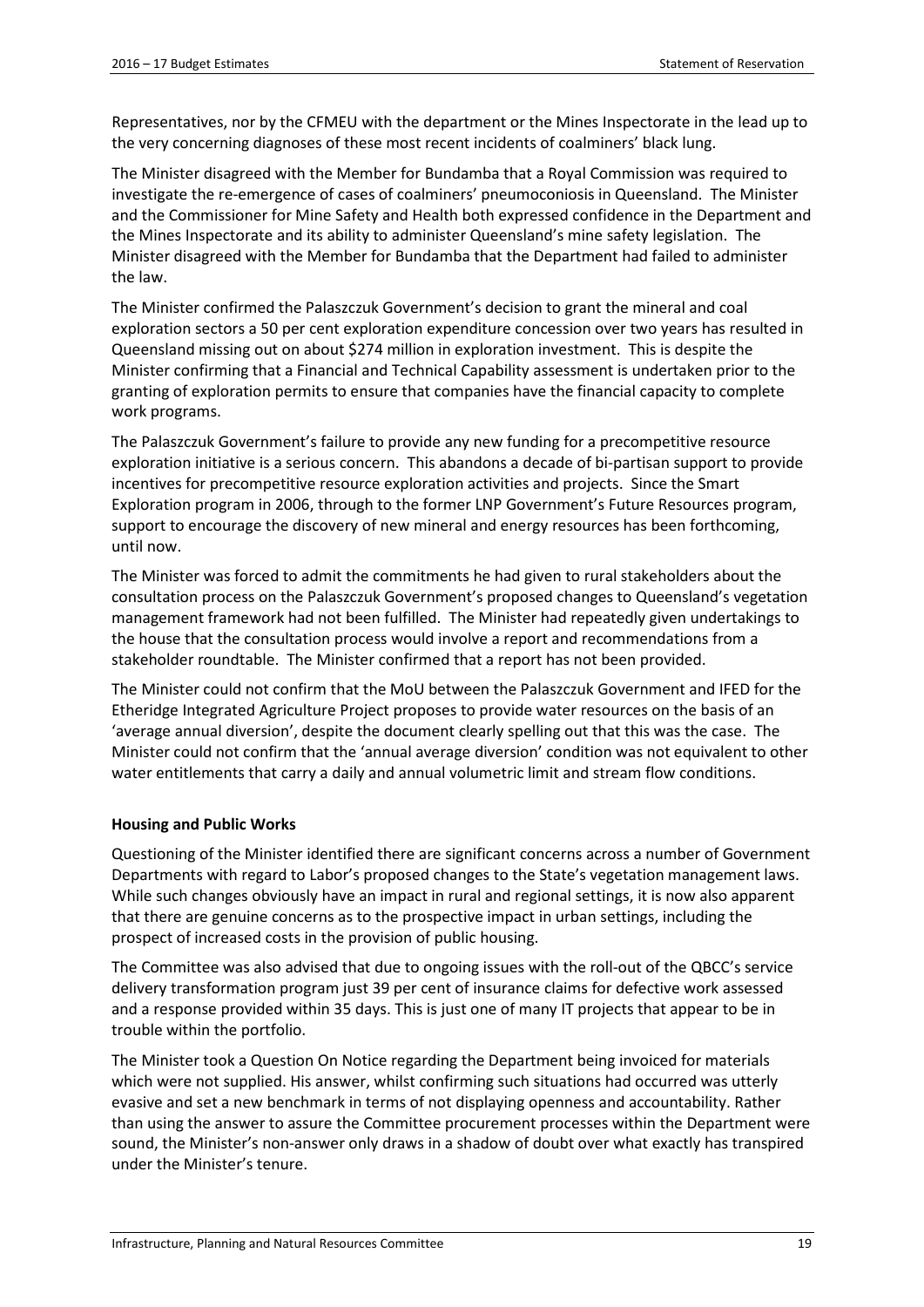Representatives, nor by the CFMEU with the department or the Mines Inspectorate in the lead up to the very concerning diagnoses of these most recent incidents of coalminers' black lung.

The Minister disagreed with the Member for Bundamba that a Royal Commission was required to investigate the re-emergence of cases of coalminers' pneumoconiosis in Queensland. The Minister and the Commissioner for Mine Safety and Health both expressed confidence in the Department and the Mines Inspectorate and its ability to administer Queensland's mine safety legislation. The Minister disagreed with the Member for Bundamba that the Department had failed to administer the law.

The Minister confirmed the Palaszczuk Government's decision to grant the mineral and coal exploration sectors a 50 per cent exploration expenditure concession over two years has resulted in Queensland missing out on about $274 million in exploration investment. This is despite the Minister confirming that a Financial and Technical Capability assessment is undertaken prior to the granting of exploration permits to ensure that companies have the financial capacity to complete work programs.

The Palaszczuk Government's failure to provide any new funding for a precompetitive resource exploration initiative is a serious concern. This abandons a decade of bi-partisan support to provide incentives for precompetitive resource exploration activities and projects. Since the Smart Exploration program in 2006, through to the former LNP Government's Future Resources program, support to encourage the discovery of new mineral and energy resources has been forthcoming, until now.

The Minister was forced to admit the commitments he had given to rural stakeholders about the consultation process on the Palaszczuk Government's proposed changes to Queensland's vegetation management framework had not been fulfilled. The Minister had repeatedly given undertakings to the house that the consultation process would involve a report and recommendations from a stakeholder roundtable. The Minister confirmed that a report has not been provided.

The Minister could not confirm that the MoU between the Palaszczuk Government and IFED for the Etheridge Integrated Agriculture Project proposes to provide water resources on the basis of an 'average annual diversion', despite the document clearly spelling out that this was the case. The Minister could not confirm that the 'annual average diversion' condition was not equivalent to other water entitlements that carry a daily and annual volumetric limit and stream flow conditions.

**Housing and Public Works**

Questioning of the Minister identified there are significant concerns across a number of Government Departments with regard to Labor's proposed changes to the State's vegetation management laws. While such changes obviously have an impact in rural and regional settings, it is now also apparent that there are genuine concerns as to the prospective impact in urban settings, including the prospect of increased costs in the provision of public housing.

The Committee was also advised that due to ongoing issues with the roll-out of the QBCC's service delivery transformation program just 39 per cent of insurance claims for defective work assessed and a response provided within 35 days. This is just one of many IT projects that appear to be in trouble within the portfolio.

The Minister took a Question On Notice regarding the Department being invoiced for materials which were not supplied. His answer, whilst confirming such situations had occurred was utterly evasive and set a new benchmark in terms of not displaying openness and accountability. Rather than using the answer to assure the Committee procurement processes within the Department were sound, the Minister's non-answer only draws in a shadow of doubt over what exactly has transpired under the Minister's tenure.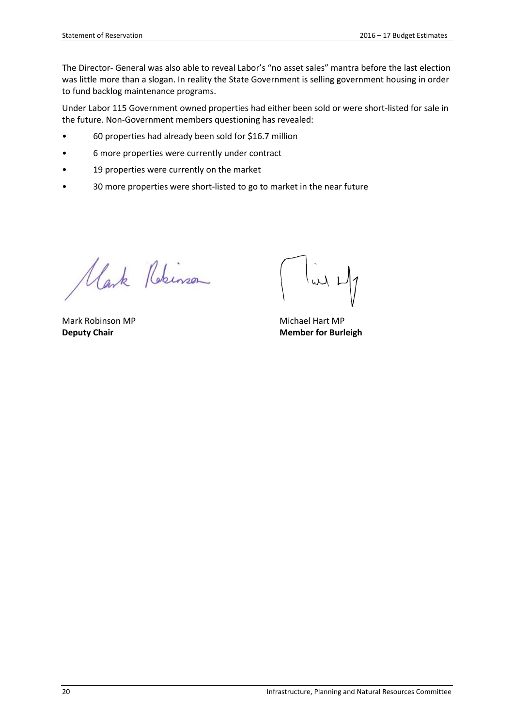The Director- General was also able to reveal Labor's "no asset sales" mantra before the last election was little more than a slogan. In reality the State Government is selling government housing in order to fund backlog maintenance programs.

Under Labor 115 Government owned properties had either been sold or were short-listed for sale in the future. Non-Government members questioning has revealed:

- 60 properties had already been sold for $16.7 million
- 6 more properties were currently under contract
- 19 properties were currently on the market
- 30 more properties were short-listed to go to market in the near future

| | |
|---|---|
| Mark Robinson MP | Michael Hart MP |
| **Deputy Chair** | **Member for Burleigh** |